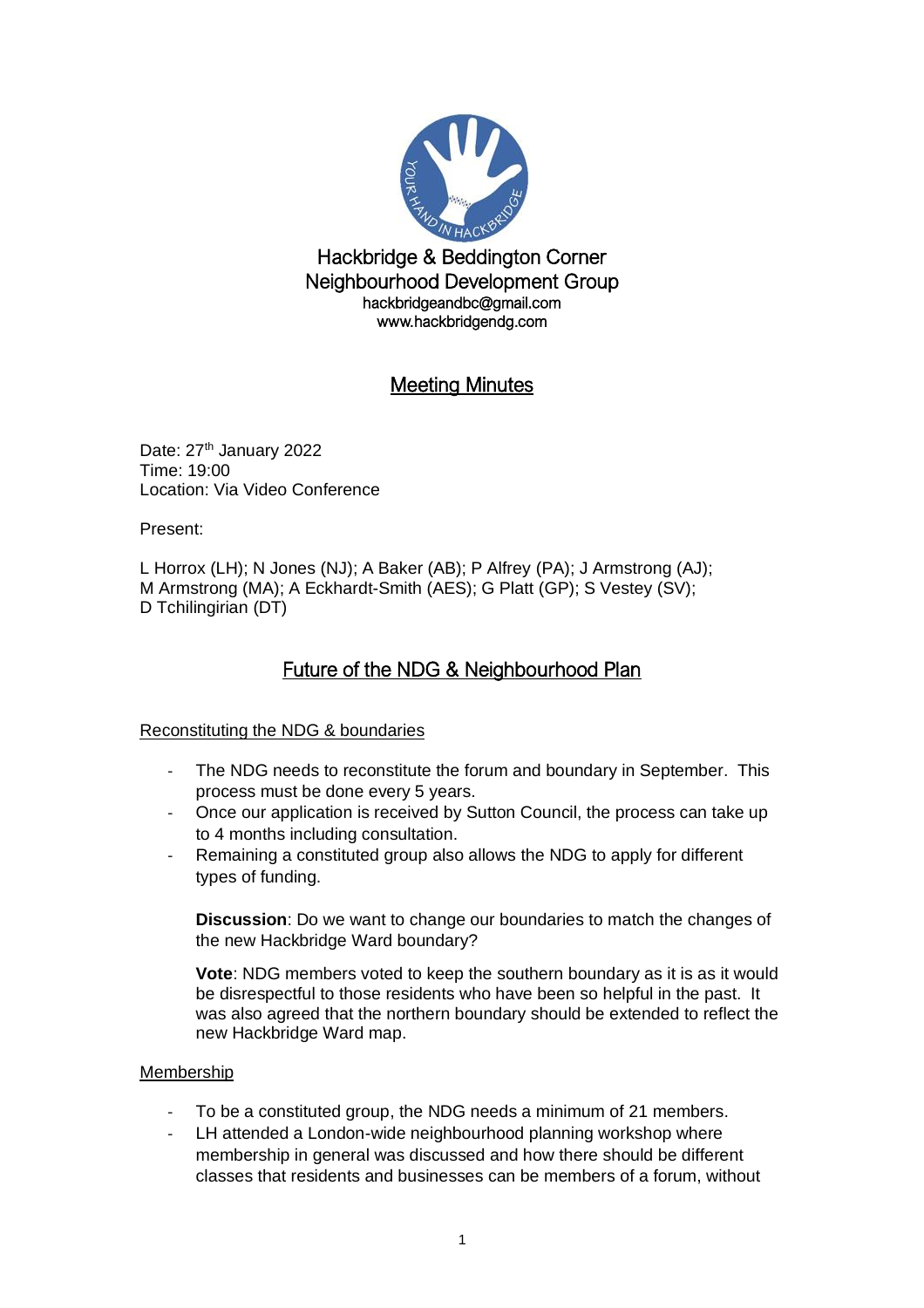Hackbridge & Beddington Corner
Neighbourhood Development Group
hackbridgeandbc@gmail.com
www.hackbridgendg.com

# Meeting Minutes

Date: 27th January 2022
Time: 19:00
Location: Via Video Conference

Present:

L Horrox (LH); N Jones (NJ); A Baker (AB); P Alfrey (PA); J Armstrong (AJ); M Armstrong (MA); A Eckhardt-Smith (AES); G Platt (GP); S Vestey (SV); D Tchilingirian (DT)

## Future of the NDG & Neighbourhood Plan

### Reconstituting the NDG & boundaries

- The NDG needs to reconstitute the forum and boundary in September. This process must be done every 5 years.
- Once our application is received by Sutton Council, the process can take up to 4 months including consultation.
- Remaining a constituted group also allows the NDG to apply for different types of funding.

  **Discussion**: Do we want to change our boundaries to match the changes of the new Hackbridge Ward boundary?

  **Vote**: NDG members voted to keep the southern boundary as it is as it would be disrespectful to those residents who have been so helpful in the past. It was also agreed that the northern boundary should be extended to reflect the new Hackbridge Ward map.

### Membership

- To be a constituted group, the NDG needs a minimum of 21 members.
- LH attended a London-wide neighbourhood planning workshop where membership in general was discussed and how there should be different classes that residents and businesses can be members of a forum, without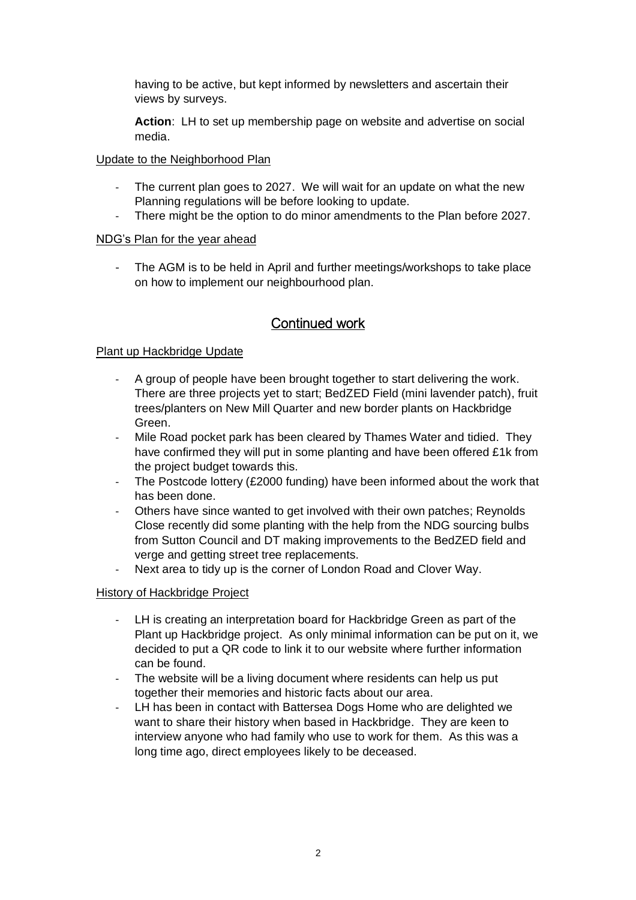having to be active, but kept informed by newsletters and ascertain their views by surveys.

**Action**: LH to set up membership page on website and advertise on social media.

Update to the Neighborhood Plan

- The current plan goes to 2027. We will wait for an update on what the new Planning regulations will be before looking to update.
- There might be the option to do minor amendments to the Plan before 2027.

NDG's Plan for the year ahead

- The AGM is to be held in April and further meetings/workshops to take place on how to implement our neighbourhood plan.

## Continued work

Plant up Hackbridge Update

- A group of people have been brought together to start delivering the work. There are three projects yet to start; BedZED Field (mini lavender patch), fruit trees/planters on New Mill Quarter and new border plants on Hackbridge Green.
- Mile Road pocket park has been cleared by Thames Water and tidied. They have confirmed they will put in some planting and have been offered £1k from the project budget towards this.
- The Postcode lottery (£2000 funding) have been informed about the work that has been done.
- Others have since wanted to get involved with their own patches; Reynolds Close recently did some planting with the help from the NDG sourcing bulbs from Sutton Council and DT making improvements to the BedZED field and verge and getting street tree replacements.
- Next area to tidy up is the corner of London Road and Clover Way.

History of Hackbridge Project

- LH is creating an interpretation board for Hackbridge Green as part of the Plant up Hackbridge project. As only minimal information can be put on it, we decided to put a QR code to link it to our website where further information can be found.
- The website will be a living document where residents can help us put together their memories and historic facts about our area.
- LH has been in contact with Battersea Dogs Home who are delighted we want to share their history when based in Hackbridge. They are keen to interview anyone who had family who use to work for them. As this was a long time ago, direct employees likely to be deceased.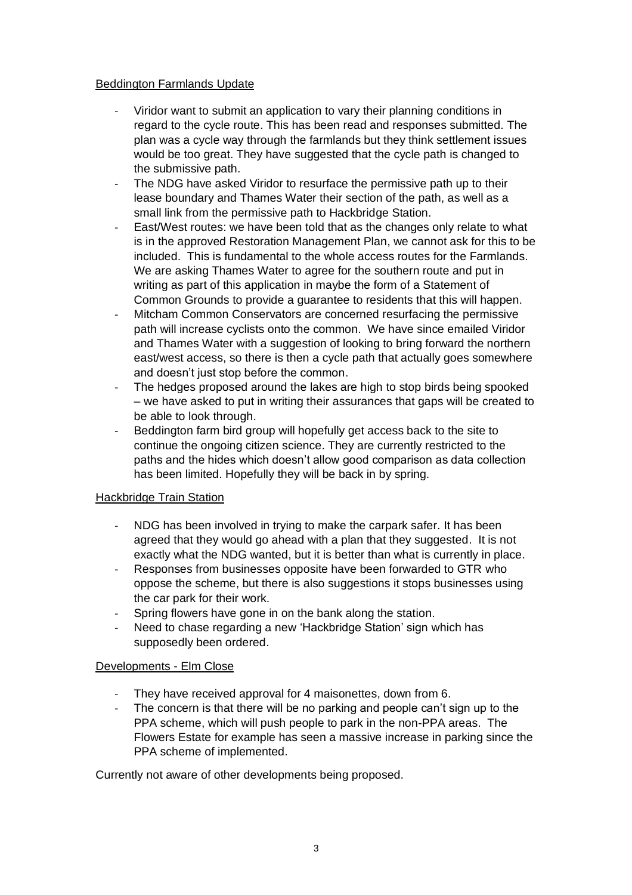Beddington Farmlands Update

- Viridor want to submit an application to vary their planning conditions in regard to the cycle route. This has been read and responses submitted. The plan was a cycle way through the farmlands but they think settlement issues would be too great. They have suggested that the cycle path is changed to the submissive path.
- The NDG have asked Viridor to resurface the permissive path up to their lease boundary and Thames Water their section of the path, as well as a small link from the permissive path to Hackbridge Station.
- East/West routes: we have been told that as the changes only relate to what is in the approved Restoration Management Plan, we cannot ask for this to be included. This is fundamental to the whole access routes for the Farmlands. We are asking Thames Water to agree for the southern route and put in writing as part of this application in maybe the form of a Statement of Common Grounds to provide a guarantee to residents that this will happen.
- Mitcham Common Conservators are concerned resurfacing the permissive path will increase cyclists onto the common. We have since emailed Viridor and Thames Water with a suggestion of looking to bring forward the northern east/west access, so there is then a cycle path that actually goes somewhere and doesn't just stop before the common.
- The hedges proposed around the lakes are high to stop birds being spooked – we have asked to put in writing their assurances that gaps will be created to be able to look through.
- Beddington farm bird group will hopefully get access back to the site to continue the ongoing citizen science. They are currently restricted to the paths and the hides which doesn't allow good comparison as data collection has been limited. Hopefully they will be back in by spring.

Hackbridge Train Station

- NDG has been involved in trying to make the carpark safer. It has been agreed that they would go ahead with a plan that they suggested. It is not exactly what the NDG wanted, but it is better than what is currently in place.
- Responses from businesses opposite have been forwarded to GTR who oppose the scheme, but there is also suggestions it stops businesses using the car park for their work.
- Spring flowers have gone in on the bank along the station.
- Need to chase regarding a new 'Hackbridge Station' sign which has supposedly been ordered.

Developments - Elm Close

- They have received approval for 4 maisonettes, down from 6.
- The concern is that there will be no parking and people can't sign up to the PPA scheme, which will push people to park in the non-PPA areas. The Flowers Estate for example has seen a massive increase in parking since the PPA scheme of implemented.

Currently not aware of other developments being proposed.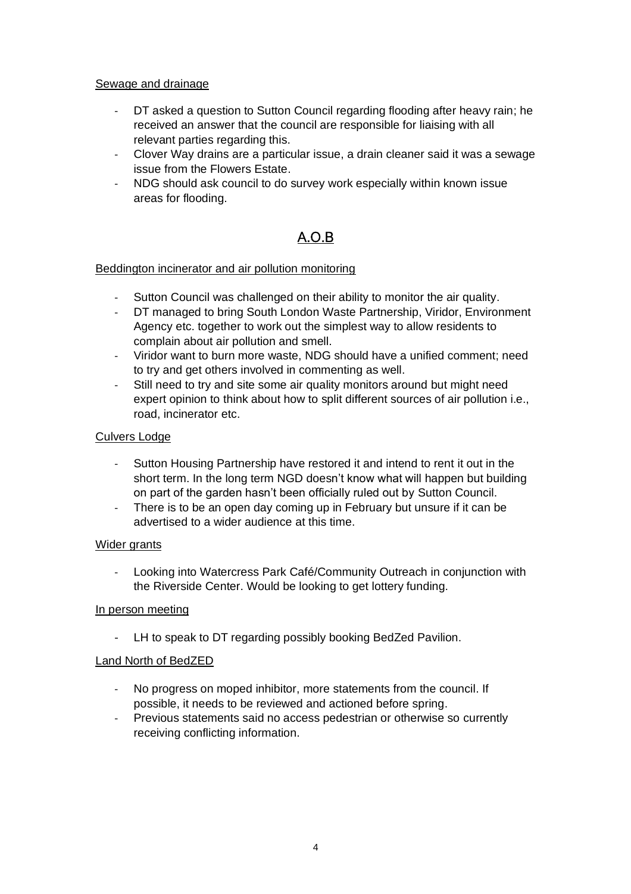Sewage and drainage

- DT asked a question to Sutton Council regarding flooding after heavy rain; he received an answer that the council are responsible for liaising with all relevant parties regarding this.
- Clover Way drains are a particular issue, a drain cleaner said it was a sewage issue from the Flowers Estate.
- NDG should ask council to do survey work especially within known issue areas for flooding.

## A.O.B

Beddington incinerator and air pollution monitoring

- Sutton Council was challenged on their ability to monitor the air quality.
- DT managed to bring South London Waste Partnership, Viridor, Environment Agency etc. together to work out the simplest way to allow residents to complain about air pollution and smell.
- Viridor want to burn more waste, NDG should have a unified comment; need to try and get others involved in commenting as well.
- Still need to try and site some air quality monitors around but might need expert opinion to think about how to split different sources of air pollution i.e., road, incinerator etc.

Culvers Lodge

- Sutton Housing Partnership have restored it and intend to rent it out in the short term. In the long term NGD doesn't know what will happen but building on part of the garden hasn't been officially ruled out by Sutton Council.
- There is to be an open day coming up in February but unsure if it can be advertised to a wider audience at this time.

Wider grants

- Looking into Watercress Park Café/Community Outreach in conjunction with the Riverside Center. Would be looking to get lottery funding.

In person meeting

- LH to speak to DT regarding possibly booking BedZed Pavilion.

Land North of BedZED

- No progress on moped inhibitor, more statements from the council. If possible, it needs to be reviewed and actioned before spring.
- Previous statements said no access pedestrian or otherwise so currently receiving conflicting information.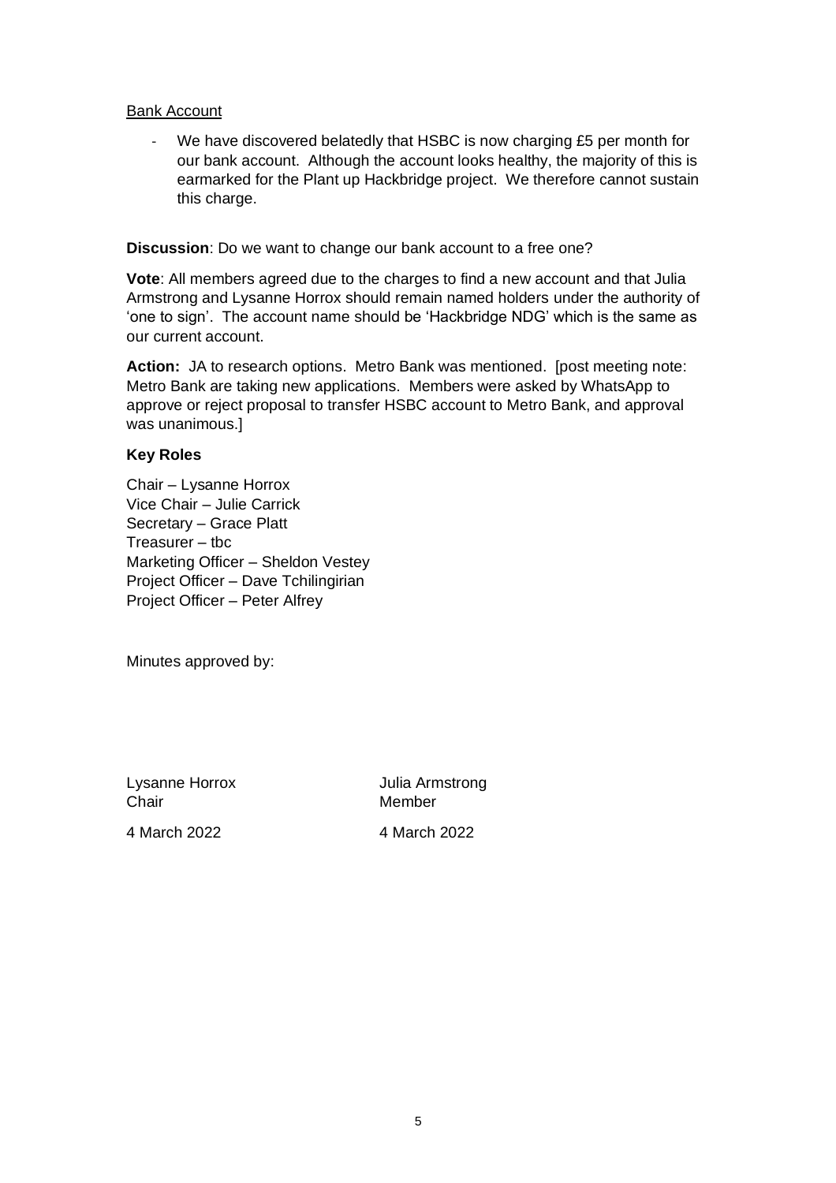Bank Account

- We have discovered belatedly that HSBC is now charging £5 per month for our bank account. Although the account looks healthy, the majority of this is earmarked for the Plant up Hackbridge project. We therefore cannot sustain this charge.

**Discussion**: Do we want to change our bank account to a free one?

**Vote**: All members agreed due to the charges to find a new account and that Julia Armstrong and Lysanne Horrox should remain named holders under the authority of 'one to sign'. The account name should be 'Hackbridge NDG' which is the same as our current account.

**Action:** JA to research options. Metro Bank was mentioned. [post meeting note: Metro Bank are taking new applications. Members were asked by WhatsApp to approve or reject proposal to transfer HSBC account to Metro Bank, and approval was unanimous.]

**Key Roles**

Chair – Lysanne Horrox
Vice Chair – Julie Carrick
Secretary – Grace Platt
Treasurer – tbc
Marketing Officer – Sheldon Vestey
Project Officer – Dave Tchilingirian
Project Officer – Peter Alfrey

Minutes approved by:

Lysanne Horrox
Chair
4 March 2022

Julia Armstrong
Member
4 March 2022